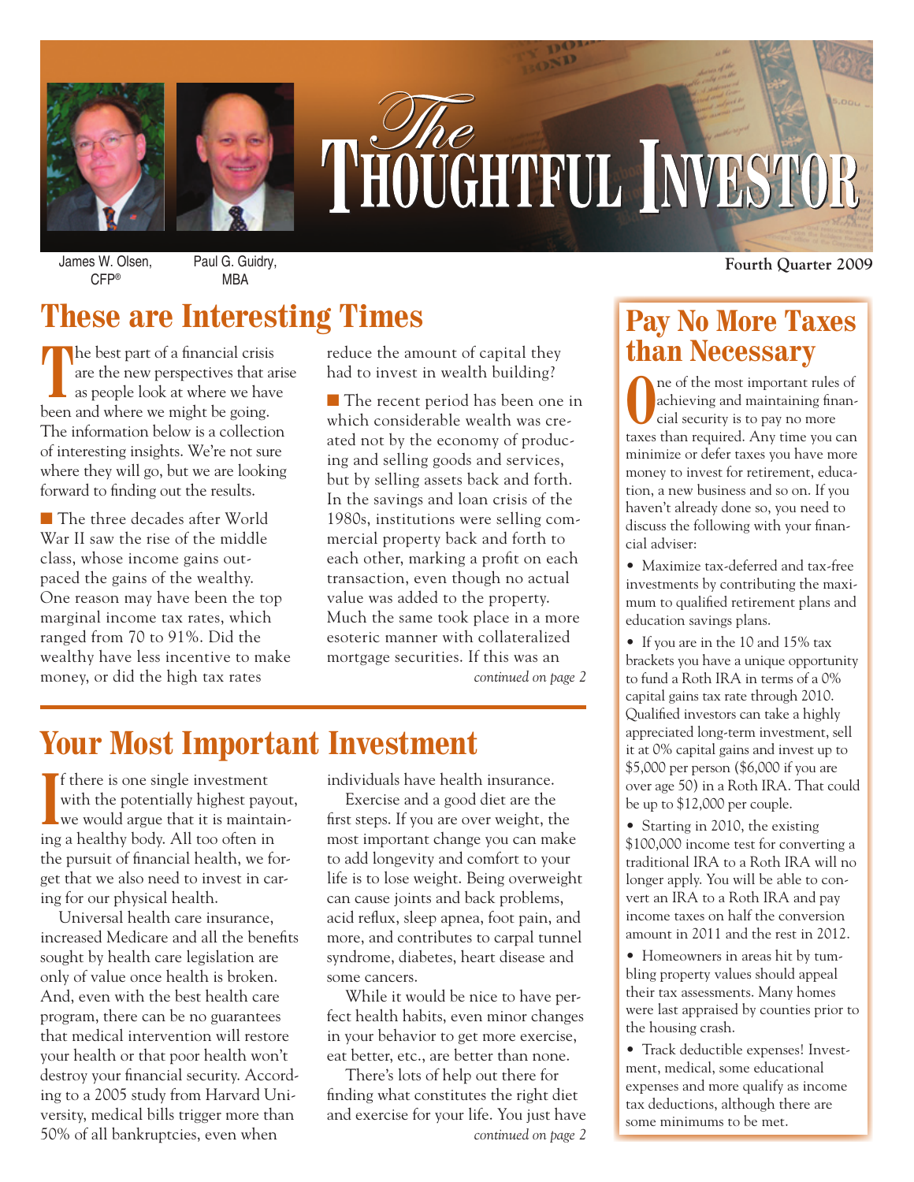# The Thoughtful Investor

James W. Olsen, CFP®

Paul G. Guidry, MBA

Fourth Quarter 2009

## These are Interesting Times

The best part of a financial crisis are the new perspectives that arise as people look at where we have been and where we might be going. The information below is a collection of interesting insights. We're not sure where they will go, but we are looking forward to finding out the results.

■ The three decades after World War II saw the rise of the middle class, whose income gains outpaced the gains of the wealthy. One reason may have been the top marginal income tax rates, which ranged from 70 to 91%. Did the wealthy have less incentive to make money, or did the high tax rates reduce the amount of capital they had to invest in wealth building?

■ The recent period has been one in which considerable wealth was created not by the economy of producing and selling goods and services, but by selling assets back and forth. In the savings and loan crisis of the 1980s, institutions were selling commercial property back and forth to each other, marking a profit on each transaction, even though no actual value was added to the property. Much the same took place in a more esoteric manner with collateralized mortgage securities. If this was an

*continued on page 2*

## Your Most Important Investment

If there is one single investment with the potentially highest payout, we would argue that it is maintaining a healthy body. All too often in the pursuit of financial health, we forget that we also need to invest in caring for our physical health.

Universal health care insurance, increased Medicare and all the benefits sought by health care legislation are only of value once health is broken. And, even with the best health care program, there can be no guarantees that medical intervention will restore your health or that poor health won't destroy your financial security. According to a 2005 study from Harvard University, medical bills trigger more than 50% of all bankruptcies, even when individuals have health insurance.

Exercise and a good diet are the first steps. If you are over weight, the most important change you can make to add longevity and comfort to your life is to lose weight. Being overweight can cause joints and back problems, acid reflux, sleep apnea, foot pain, and more, and contributes to carpal tunnel syndrome, diabetes, heart disease and some cancers.

While it would be nice to have perfect health habits, even minor changes in your behavior to get more exercise, eat better, etc., are better than none.

There's lots of help out there for finding what constitutes the right diet and exercise for your life. You just have

*continued on page 2*

## Pay No More Taxes than Necessary

One of the most important rules of achieving and maintaining financial security is to pay no more taxes than required. Any time you can minimize or defer taxes you have more money to invest for retirement, education, a new business and so on. If you haven't already done so, you need to discuss the following with your financial adviser:

- Maximize tax-deferred and tax-free investments by contributing the maximum to qualified retirement plans and education savings plans.
- If you are in the 10 and 15% tax brackets you have a unique opportunity to fund a Roth IRA in terms of a 0% capital gains tax rate through 2010. Qualified investors can take a highly appreciated long-term investment, sell it at 0% capital gains and invest up to $5,000 per person ($6,000 if you are over age 50) in a Roth IRA. That could be up to $12,000 per couple.
- Starting in 2010, the existing $100,000 income test for converting a traditional IRA to a Roth IRA will no longer apply. You will be able to convert an IRA to a Roth IRA and pay income taxes on half the conversion amount in 2011 and the rest in 2012.
- Homeowners in areas hit by tumbling property values should appeal their tax assessments. Many homes were last appraised by counties prior to the housing crash.
- Track deductible expenses! Investment, medical, some educational expenses and more qualify as income tax deductions, although there are some minimums to be met.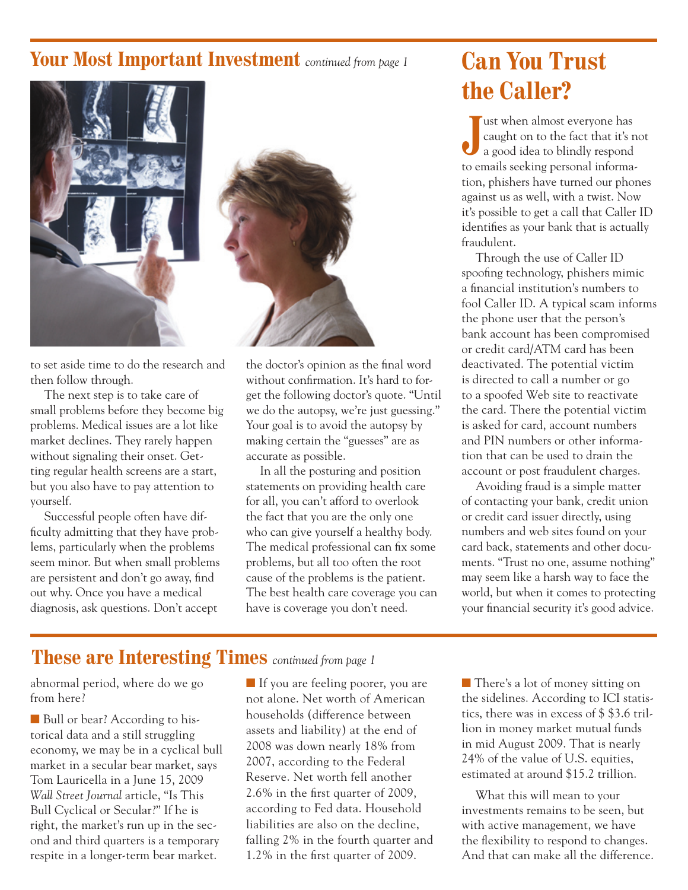## Your Most Important Investment *continued from page 1*

to set aside time to do the research and then follow through.

The next step is to take care of small problems before they become big problems. Medical issues are a lot like market declines. They rarely happen without signaling their onset. Getting regular health screens are a start, but you also have to pay attention to yourself.

Successful people often have difficulty admitting that they have problems, particularly when the problems seem minor. But when small problems are persistent and don't go away, find out why. Once you have a medical diagnosis, ask questions. Don't accept the doctor's opinion as the final word without confirmation. It's hard to forget the following doctor's quote. "Until we do the autopsy, we're just guessing." Your goal is to avoid the autopsy by making certain the "guesses" are as accurate as possible.

In all the posturing and position statements on providing health care for all, you can't afford to overlook the fact that you are the only one who can give yourself a healthy body. The medical professional can fix some problems, but all too often the root cause of the problems is the patient. The best health care coverage you can have is coverage you don't need.

## Can You Trust the Caller?

Just when almost everyone has caught on to the fact that it's not a good idea to blindly respond to emails seeking personal information, phishers have turned our phones against us as well, with a twist. Now it's possible to get a call that Caller ID identifies as your bank that is actually fraudulent.

Through the use of Caller ID spoofing technology, phishers mimic a financial institution's numbers to fool Caller ID. A typical scam informs the phone user that the person's bank account has been compromised or credit card/ATM card has been deactivated. The potential victim is directed to call a number or go to a spoofed Web site to reactivate the card. There the potential victim is asked for card, account numbers and PIN numbers or other information that can be used to drain the account or post fraudulent charges.

Avoiding fraud is a simple matter of contacting your bank, credit union or credit card issuer directly, using numbers and web sites found on your card back, statements and other documents. "Trust no one, assume nothing" may seem like a harsh way to face the world, but when it comes to protecting your financial security it's good advice.

## These are Interesting Times *continued from page 1*

abnormal period, where do we go from here?

- Bull or bear? According to historical data and a still struggling economy, we may be in a cyclical bull market in a secular bear market, says Tom Lauricella in a June 15, 2009 *Wall Street Journal* article, "Is This Bull Cyclical or Secular?" If he is right, the market's run up in the second and third quarters is a temporary respite in a longer-term bear market.

- If you are feeling poorer, you are not alone. Net worth of American households (difference between assets and liability) at the end of 2008 was down nearly 18% from 2007, according to the Federal Reserve. Net worth fell another 2.6% in the first quarter of 2009, according to Fed data. Household liabilities are also on the decline, falling 2% in the fourth quarter and 1.2% in the first quarter of 2009.

- There's a lot of money sitting on the sidelines. According to ICI statistics, there was in excess of $ $3.6 trillion in money market mutual funds in mid August 2009. That is nearly 24% of the value of U.S. equities, estimated at around $15.2 trillion.

What this will mean to your investments remains to be seen, but with active management, we have the flexibility to respond to changes. And that can make all the difference.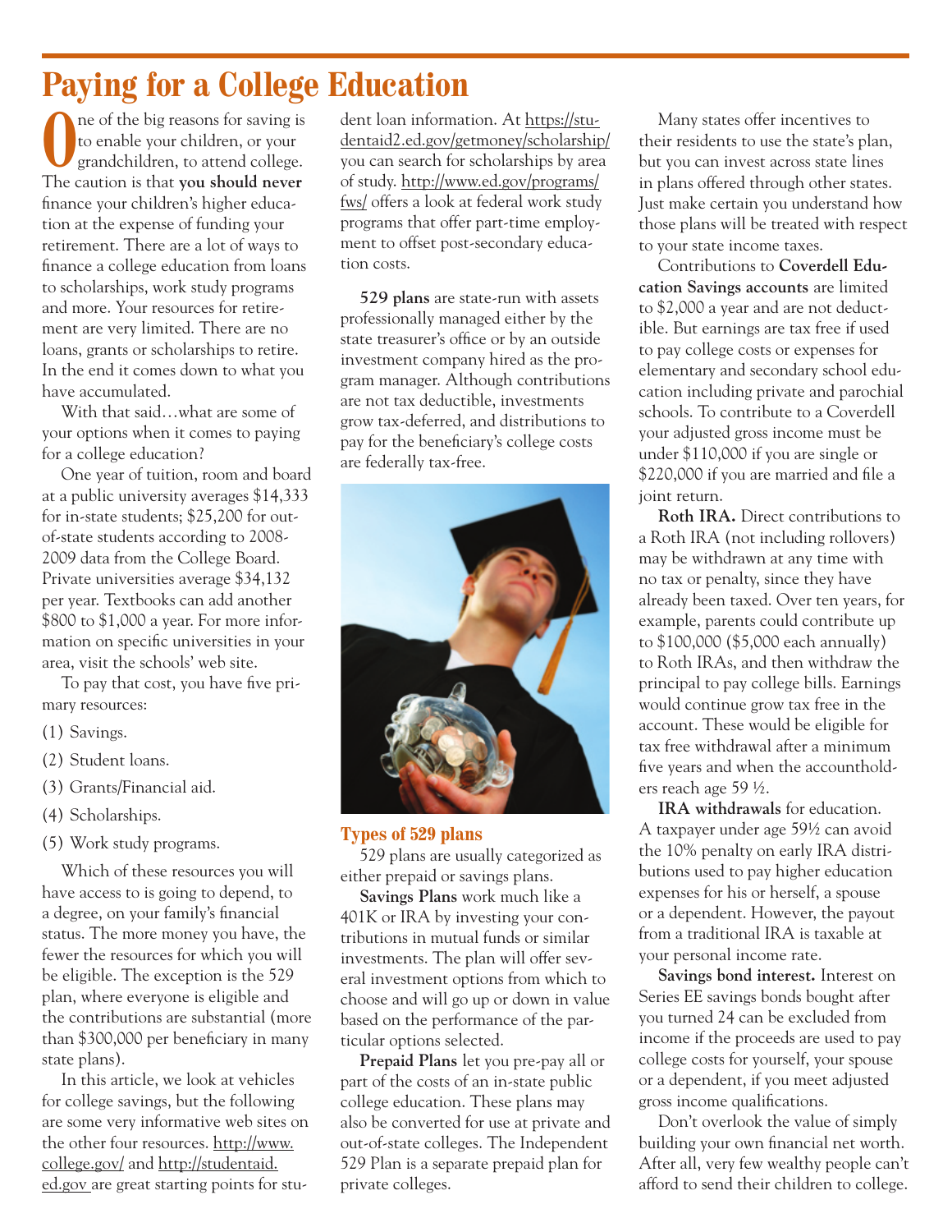# Paying for a College Education

One of the big reasons for saving is to enable your children, or your grandchildren, to attend college. The caution is that **you should never** finance your children's higher education at the expense of funding your retirement. There are a lot of ways to finance a college education from loans to scholarships, work study programs and more. Your resources for retirement are very limited. There are no loans, grants or scholarships to retire. In the end it comes down to what you have accumulated.

With that said…what are some of your options when it comes to paying for a college education?

One year of tuition, room and board at a public university averages $14,333 for in-state students; $25,200 for out-of-state students according to 2008-2009 data from the College Board. Private universities average $34,132 per year. Textbooks can add another $800 to $1,000 a year. For more information on specific universities in your area, visit the schools' web site.

To pay that cost, you have five primary resources:

(1) Savings.

(2) Student loans.

(3) Grants/Financial aid.

(4) Scholarships.

(5) Work study programs.

Which of these resources you will have access to is going to depend, to a degree, on your family's financial status. The more money you have, the fewer the resources for which you will be eligible. The exception is the 529 plan, where everyone is eligible and the contributions are substantial (more than $300,000 per beneficiary in many state plans).

In this article, we look at vehicles for college savings, but the following are some very informative web sites on the other four resources. http://www.college.gov/ and http://studentaid.ed.gov are great starting points for student loan information. At https://studentaid2.ed.gov/getmoney/scholarship/ you can search for scholarships by area of study. http://www.ed.gov/programs/fws/ offers a look at federal work study programs that offer part-time employment to offset post-secondary education costs.

**529 plans** are state-run with assets professionally managed either by the state treasurer's office or by an outside investment company hired as the program manager. Although contributions are not tax deductible, investments grow tax-deferred, and distributions to pay for the beneficiary's college costs are federally tax-free.

## Types of 529 plans

529 plans are usually categorized as either prepaid or savings plans.

**Savings Plans** work much like a 401K or IRA by investing your contributions in mutual funds or similar investments. The plan will offer several investment options from which to choose and will go up or down in value based on the performance of the particular options selected.

**Prepaid Plans** let you pre-pay all or part of the costs of an in-state public college education. These plans may also be converted for use at private and out-of-state colleges. The Independent 529 Plan is a separate prepaid plan for private colleges.

Many states offer incentives to their residents to use the state's plan, but you can invest across state lines in plans offered through other states. Just make certain you understand how those plans will be treated with respect to your state income taxes.

Contributions to **Coverdell Education Savings accounts** are limited to $2,000 a year and are not deductible. But earnings are tax free if used to pay college costs or expenses for elementary and secondary school education including private and parochial schools. To contribute to a Coverdell your adjusted gross income must be under $110,000 if you are single or $220,000 if you are married and file a joint return.

**Roth IRA.** Direct contributions to a Roth IRA (not including rollovers) may be withdrawn at any time with no tax or penalty, since they have already been taxed. Over ten years, for example, parents could contribute up to $100,000 ($5,000 each annually) to Roth IRAs, and then withdraw the principal to pay college bills. Earnings would continue grow tax free in the account. These would be eligible for tax free withdrawal after a minimum five years and when the accountholders reach age 59 ½.

**IRA withdrawals** for education. A taxpayer under age 59½ can avoid the 10% penalty on early IRA distributions used to pay higher education expenses for his or herself, a spouse or a dependent. However, the payout from a traditional IRA is taxable at your personal income rate.

**Savings bond interest.** Interest on Series EE savings bonds bought after you turned 24 can be excluded from income if the proceeds are used to pay college costs for yourself, your spouse or a dependent, if you meet adjusted gross income qualifications.

Don't overlook the value of simply building your own financial net worth. After all, very few wealthy people can't afford to send their children to college.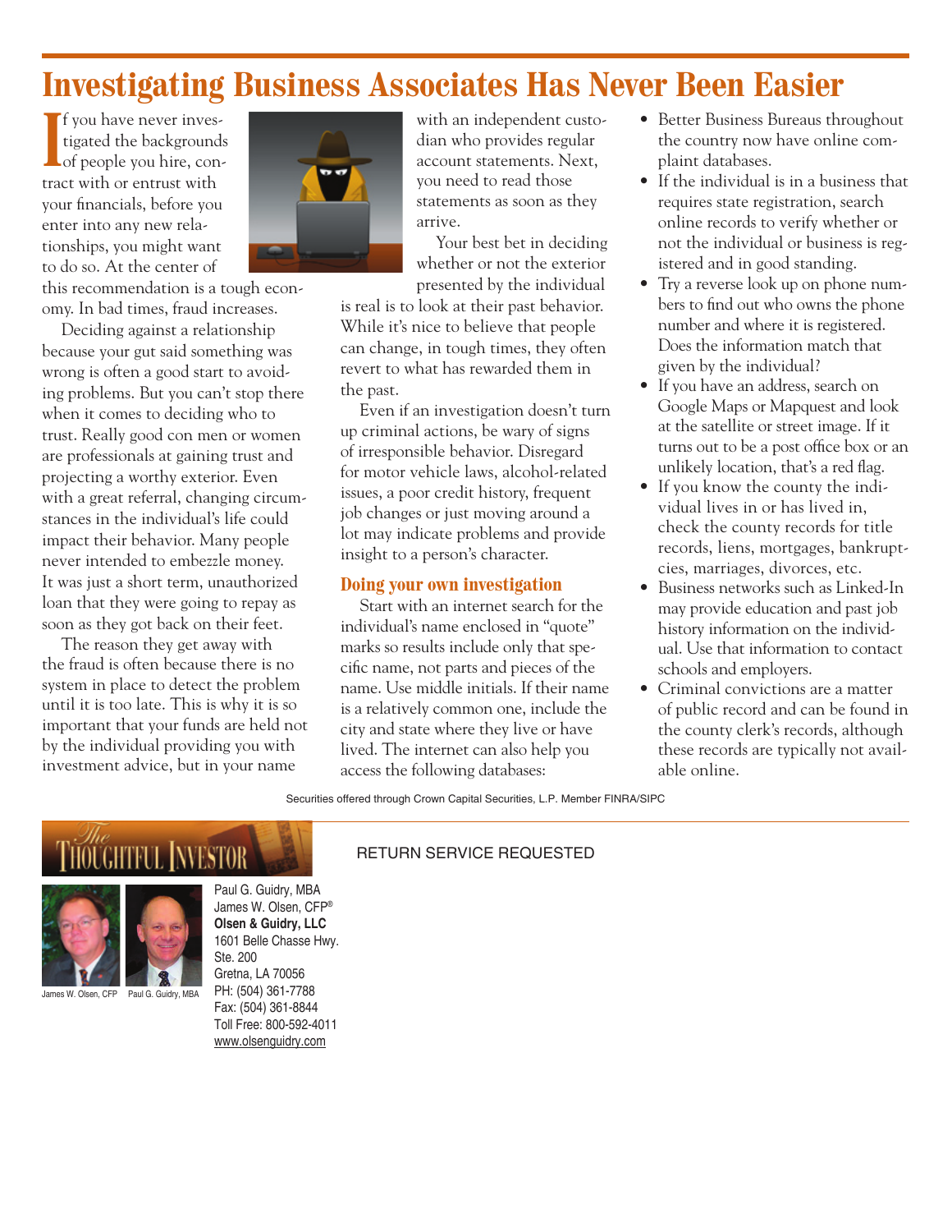# Investigating Business Associates Has Never Been Easier

If you have never investigated the backgrounds of people you hire, contract with or entrust with your financials, before you enter into any new relationships, you might want to do so. At the center of this recommendation is a tough economy. In bad times, fraud increases.

Deciding against a relationship because your gut said something was wrong is often a good start to avoiding problems. But you can't stop there when it comes to deciding who to trust. Really good con men or women are professionals at gaining trust and projecting a worthy exterior. Even with a great referral, changing circumstances in the individual's life could impact their behavior. Many people never intended to embezzle money. It was just a short term, unauthorized loan that they were going to repay as soon as they got back on their feet.

The reason they get away with the fraud is often because there is no system in place to detect the problem until it is too late. This is why it is so important that your funds are held not by the individual providing you with investment advice, but in your name with an independent custodian who provides regular account statements. Next, you need to read those statements as soon as they arrive.

Your best bet in deciding whether or not the exterior presented by the individual is real is to look at their past behavior. While it's nice to believe that people can change, in tough times, they often revert to what has rewarded them in the past.

Even if an investigation doesn't turn up criminal actions, be wary of signs of irresponsible behavior. Disregard for motor vehicle laws, alcohol-related issues, a poor credit history, frequent job changes or just moving around a lot may indicate problems and provide insight to a person's character.

## Doing your own investigation

Start with an internet search for the individual's name enclosed in "quote" marks so results include only that specific name, not parts and pieces of the name. Use middle initials. If their name is a relatively common one, include the city and state where they live or have lived. The internet can also help you access the following databases:

- Better Business Bureaus throughout the country now have online complaint databases.
- If the individual is in a business that requires state registration, search online records to verify whether or not the individual or business is registered and in good standing.
- Try a reverse look up on phone numbers to find out who owns the phone number and where it is registered. Does the information match that given by the individual?
- If you have an address, search on Google Maps or Mapquest and look at the satellite or street image. If it turns out to be a post office box or an unlikely location, that's a red flag.
- If you know the county the individual lives in or has lived in, check the county records for title records, liens, mortgages, bankruptcies, marriages, divorces, etc.
- Business networks such as Linked-In may provide education and past job history information on the individual. Use that information to contact schools and employers.
- Criminal convictions are a matter of public record and can be found in the county clerk's records, although these records are typically not available online.

Securities offered through Crown Capital Securities, L.P. Member FINRA/SIPC

The Thoughtful Investor

RETURN SERVICE REQUESTED

James W. Olsen, CFP    Paul G. Guidry, MBA

Paul G. Guidry, MBA
James W. Olsen, CFP®
**Olsen & Guidry, LLC**
1601 Belle Chasse Hwy.
Ste. 200
Gretna, LA 70056
PH: (504) 361-7788
Fax: (504) 361-8844
Toll Free: 800-592-4011
www.olsenguidry.com